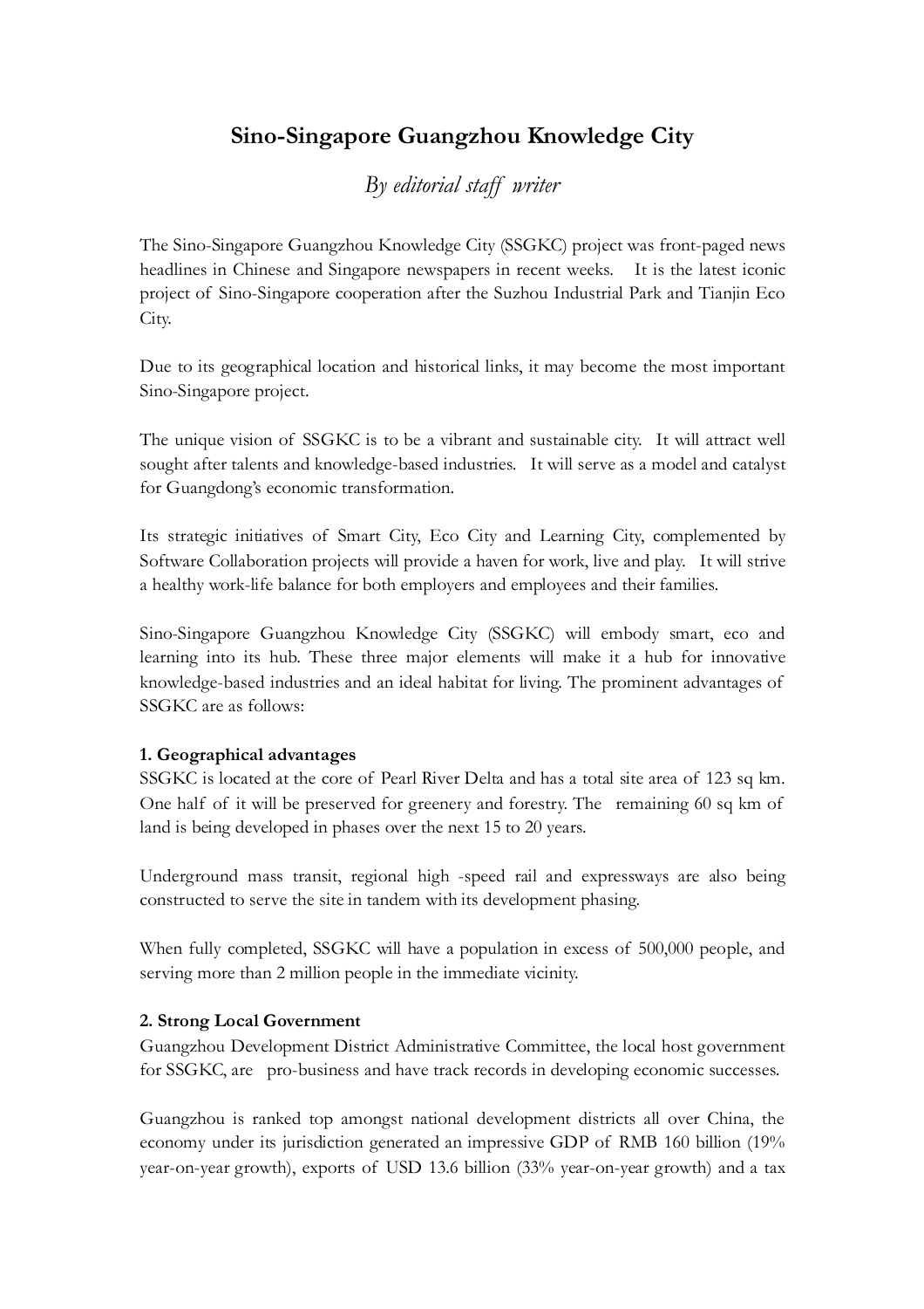# Sino-Singapore Guangzhou Knowledge City

*By editorial staff writer*

The Sino-Singapore Guangzhou Knowledge City (SSGKC) project was front-paged news headlines in Chinese and Singapore newspapers in recent weeks. It is the latest iconic project of Sino-Singapore cooperation after the Suzhou Industrial Park and Tianjin Eco City.

Due to its geographical location and historical links, it may become the most important Sino-Singapore project.

The unique vision of SSGKC is to be a vibrant and sustainable city. It will attract well sought after talents and knowledge-based industries. It will serve as a model and catalyst for Guangdong's economic transformation.

Its strategic initiatives of Smart City, Eco City and Learning City, complemented by Software Collaboration projects will provide a haven for work, live and play. It will strive a healthy work-life balance for both employers and employees and their families.

Sino-Singapore Guangzhou Knowledge City (SSGKC) will embody smart, eco and learning into its hub. These three major elements will make it a hub for innovative knowledge-based industries and an ideal habitat for living. The prominent advantages of SSGKC are as follows:

**1. Geographical advantages**

SSGKC is located at the core of Pearl River Delta and has a total site area of 123 sq km. One half of it will be preserved for greenery and forestry. The remaining 60 sq km of land is being developed in phases over the next 15 to 20 years.

Underground mass transit, regional high -speed rail and expressways are also being constructed to serve the site in tandem with its development phasing.

When fully completed, SSGKC will have a population in excess of 500,000 people, and serving more than 2 million people in the immediate vicinity.

**2. Strong Local Government**

Guangzhou Development District Administrative Committee, the local host government for SSGKC, are pro-business and have track records in developing economic successes.

Guangzhou is ranked top amongst national development districts all over China, the economy under its jurisdiction generated an impressive GDP of RMB 160 billion (19% year-on-year growth), exports of USD 13.6 billion (33% year-on-year growth) and a tax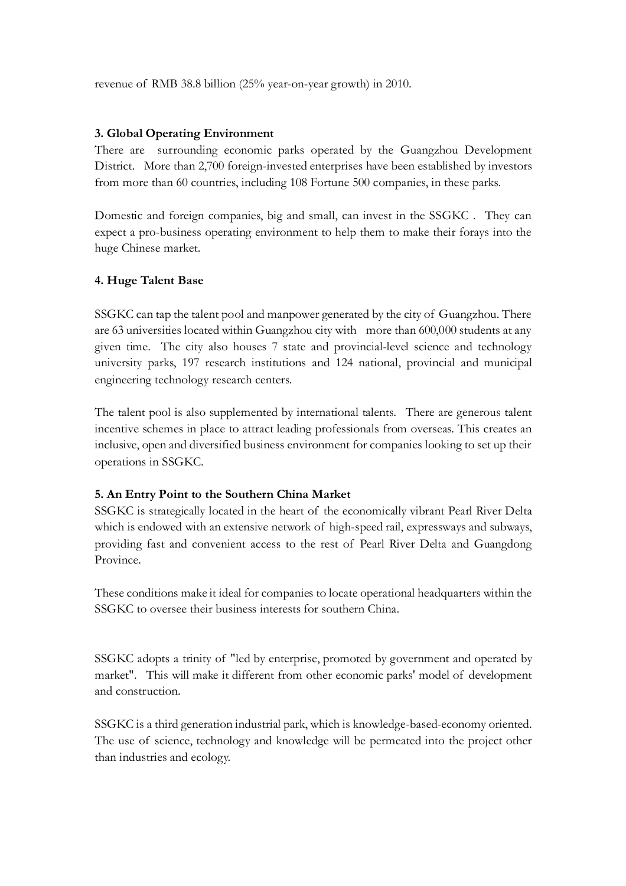revenue of RMB 38.8 billion (25% year-on-year growth) in 2010.

**3. Global Operating Environment**

There are surrounding economic parks operated by the Guangzhou Development District. More than 2,700 foreign-invested enterprises have been established by investors from more than 60 countries, including 108 Fortune 500 companies, in these parks.

Domestic and foreign companies, big and small, can invest in the SSGKC . They can expect a pro-business operating environment to help them to make their forays into the huge Chinese market.

**4. Huge Talent Base**

SSGKC can tap the talent pool and manpower generated by the city of Guangzhou. There are 63 universities located within Guangzhou city with more than 600,000 students at any given time. The city also houses 7 state and provincial-level science and technology university parks, 197 research institutions and 124 national, provincial and municipal engineering technology research centers.

The talent pool is also supplemented by international talents. There are generous talent incentive schemes in place to attract leading professionals from overseas. This creates an inclusive, open and diversified business environment for companies looking to set up their operations in SSGKC.

**5. An Entry Point to the Southern China Market**

SSGKC is strategically located in the heart of the economically vibrant Pearl River Delta which is endowed with an extensive network of high-speed rail, expressways and subways, providing fast and convenient access to the rest of Pearl River Delta and Guangdong Province.

These conditions make it ideal for companies to locate operational headquarters within the SSGKC to oversee their business interests for southern China.

SSGKC adopts a trinity of "led by enterprise, promoted by government and operated by market". This will make it different from other economic parks' model of development and construction.

SSGKC is a third generation industrial park, which is knowledge-based-economy oriented. The use of science, technology and knowledge will be permeated into the project other than industries and ecology.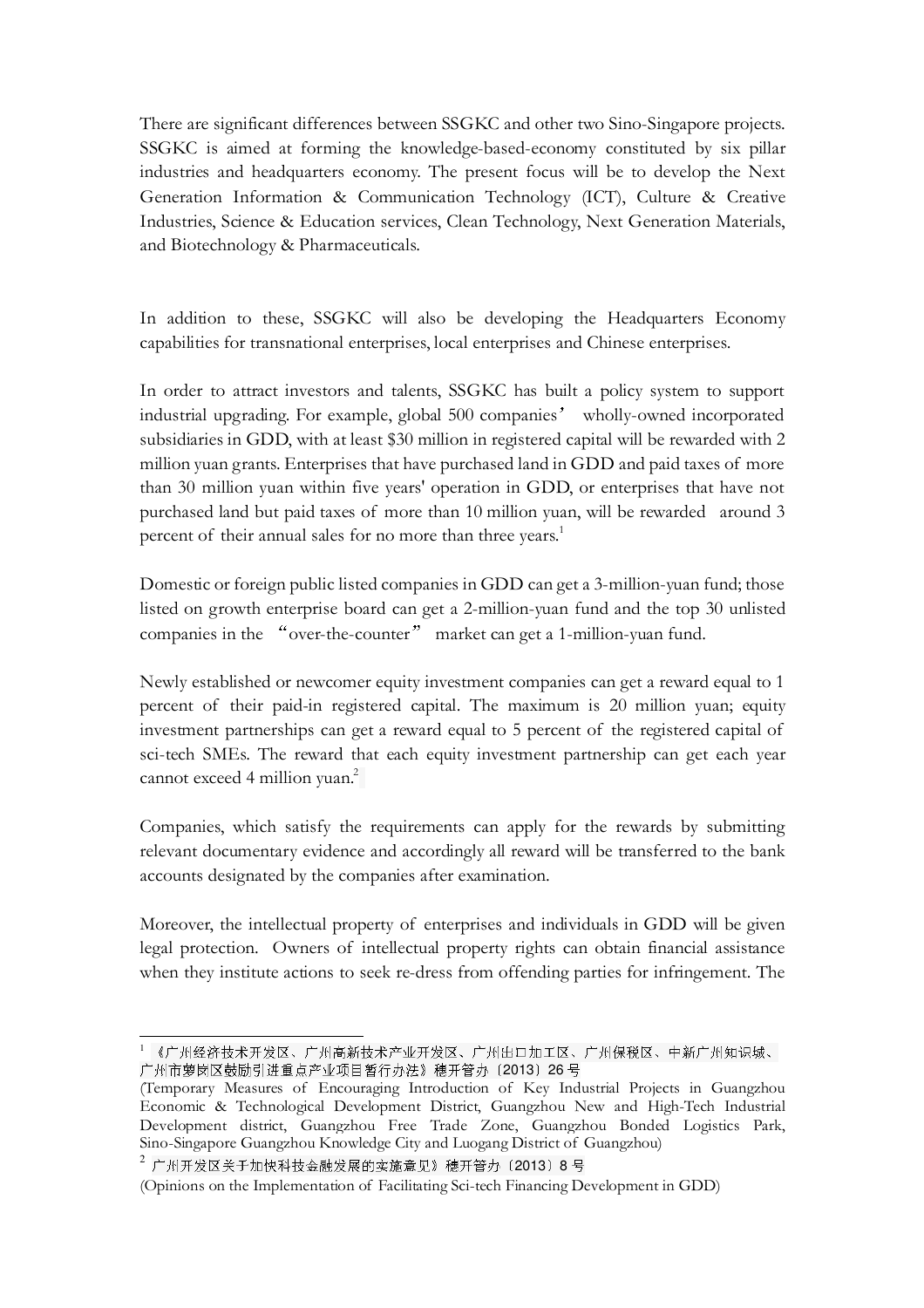There are significant differences between SSGKC and other two Sino-Singapore projects. SSGKC is aimed at forming the knowledge-based-economy constituted by six pillar industries and headquarters economy. The present focus will be to develop the Next Generation Information & Communication Technology (ICT), Culture & Creative Industries, Science & Education services, Clean Technology, Next Generation Materials, and Biotechnology & Pharmaceuticals.

In addition to these, SSGKC will also be developing the Headquarters Economy capabilities for transnational enterprises, local enterprises and Chinese enterprises.

In order to attract investors and talents, SSGKC has built a policy system to support industrial upgrading. For example, global 500 companies' wholly-owned incorporated subsidiaries in GDD, with at least $30 million in registered capital will be rewarded with 2 million yuan grants. Enterprises that have purchased land in GDD and paid taxes of more than 30 million yuan within five years' operation in GDD, or enterprises that have not purchased land but paid taxes of more than 10 million yuan, will be rewarded around 3 percent of their annual sales for no more than three years.[1]

Domestic or foreign public listed companies in GDD can get a 3-million-yuan fund; those listed on growth enterprise board can get a 2-million-yuan fund and the top 30 unlisted companies in the "over-the-counter" market can get a 1-million-yuan fund.

Newly established or newcomer equity investment companies can get a reward equal to 1 percent of their paid-in registered capital. The maximum is 20 million yuan; equity investment partnerships can get a reward equal to 5 percent of the registered capital of sci-tech SMEs. The reward that each equity investment partnership can get each year cannot exceed 4 million yuan.[2]

Companies, which satisfy the requirements can apply for the rewards by submitting relevant documentary evidence and accordingly all reward will be transferred to the bank accounts designated by the companies after examination.

Moreover, the intellectual property of enterprises and individuals in GDD will be given legal protection. Owners of intellectual property rights can obtain financial assistance when they institute actions to seek re-dress from offending parties for infringement. The

---

[1] 《广州经济技术开发区、广州高新技术产业开发区、广州出口加工区、广州保税区、中新广州知识城、广州市萝岗区鼓励引进重点产业项目暂行办法》穗开管办〔2013〕26 号
(Temporary Measures of Encouraging Introduction of Key Industrial Projects in Guangzhou Economic & Technological Development District, Guangzhou New and High-Tech Industrial Development district, Guangzhou Free Trade Zone, Guangzhou Bonded Logistics Park, Sino-Singapore Guangzhou Knowledge City and Luogang District of Guangzhou)

[2] 广州开发区关于加快科技金融发展的实施意见》穗开管办〔2013〕8 号
(Opinions on the Implementation of Facilitating Sci-tech Financing Development in GDD)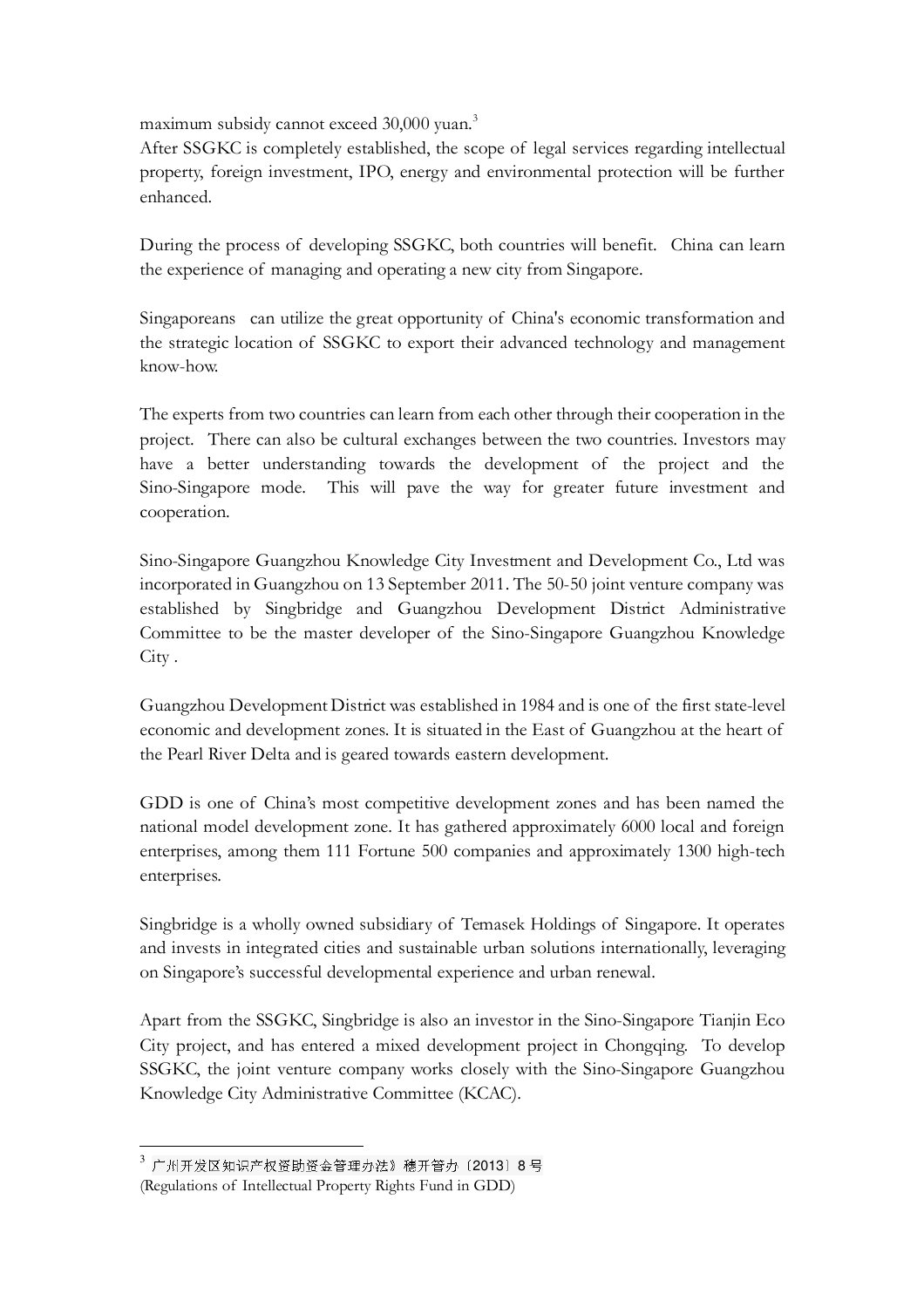maximum subsidy cannot exceed 30,000 yuan.[3]

After SSGKC is completely established, the scope of legal services regarding intellectual property, foreign investment, IPO, energy and environmental protection will be further enhanced.

During the process of developing SSGKC, both countries will benefit. China can learn the experience of managing and operating a new city from Singapore.

Singaporeans can utilize the great opportunity of China's economic transformation and the strategic location of SSGKC to export their advanced technology and management know-how.

The experts from two countries can learn from each other through their cooperation in the project. There can also be cultural exchanges between the two countries. Investors may have a better understanding towards the development of the project and the Sino-Singapore mode. This will pave the way for greater future investment and cooperation.

Sino-Singapore Guangzhou Knowledge City Investment and Development Co., Ltd was incorporated in Guangzhou on 13 September 2011. The 50-50 joint venture company was established by Singbridge and Guangzhou Development District Administrative Committee to be the master developer of the Sino-Singapore Guangzhou Knowledge City .

Guangzhou Development District was established in 1984 and is one of the first state-level economic and development zones. It is situated in the East of Guangzhou at the heart of the Pearl River Delta and is geared towards eastern development.

GDD is one of China's most competitive development zones and has been named the national model development zone. It has gathered approximately 6000 local and foreign enterprises, among them 111 Fortune 500 companies and approximately 1300 high-tech enterprises.

Singbridge is a wholly owned subsidiary of Temasek Holdings of Singapore. It operates and invests in integrated cities and sustainable urban solutions internationally, leveraging on Singapore's successful developmental experience and urban renewal.

Apart from the SSGKC, Singbridge is also an investor in the Sino-Singapore Tianjin Eco City project, and has entered a mixed development project in Chongqing. To develop SSGKC, the joint venture company works closely with the Sino-Singapore Guangzhou Knowledge City Administrative Committee (KCAC).

---

[3] 广州开发区知识产权资助资金管理办法》穗开管办〔2013〕8 号
(Regulations of Intellectual Property Rights Fund in GDD)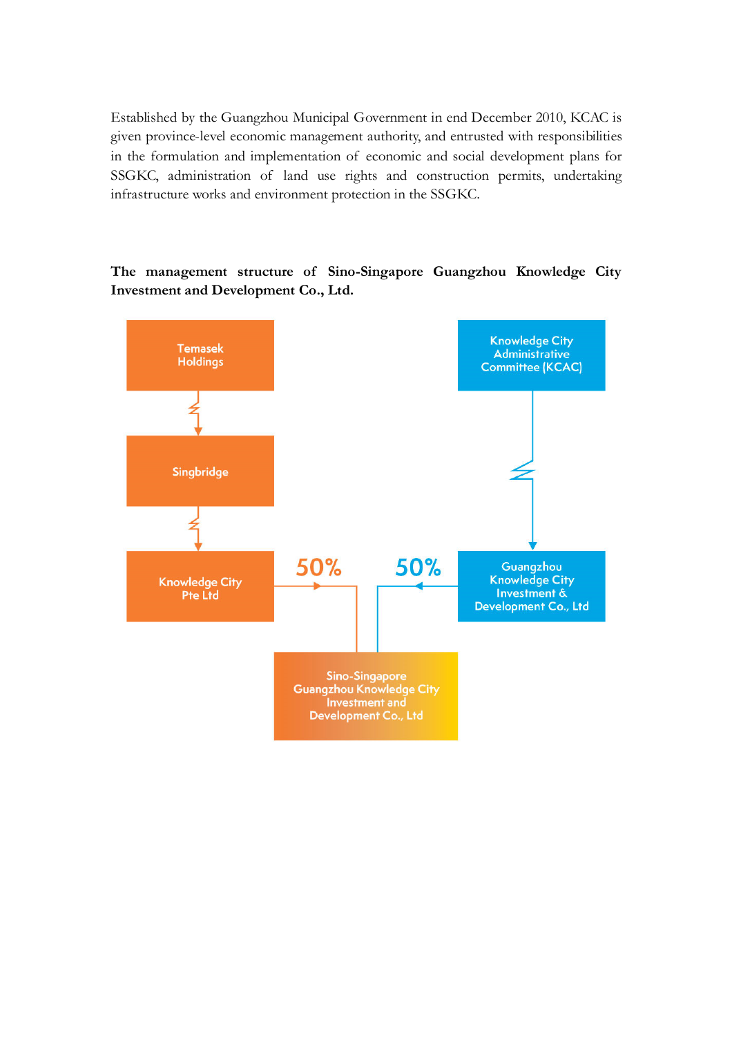Established by the Guangzhou Municipal Government in end December 2010, KCAC is given province-level economic management authority, and entrusted with responsibilities in the formulation and implementation of economic and social development plans for SSGKC, administration of land use rights and construction permits, undertaking infrastructure works and environment protection in the SSGKC.

**The management structure of Sino-Singapore Guangzhou Knowledge City Investment and Development Co., Ltd.**

Temasek Holdings

Singbridge

Knowledge City Pte Ltd

50%

Knowledge City Administrative Committee (KCAC)

Guangzhou Knowledge City Investment & Development Co., Ltd

50%

Sino-Singapore Guangzhou Knowledge City Investment and Development Co., Ltd